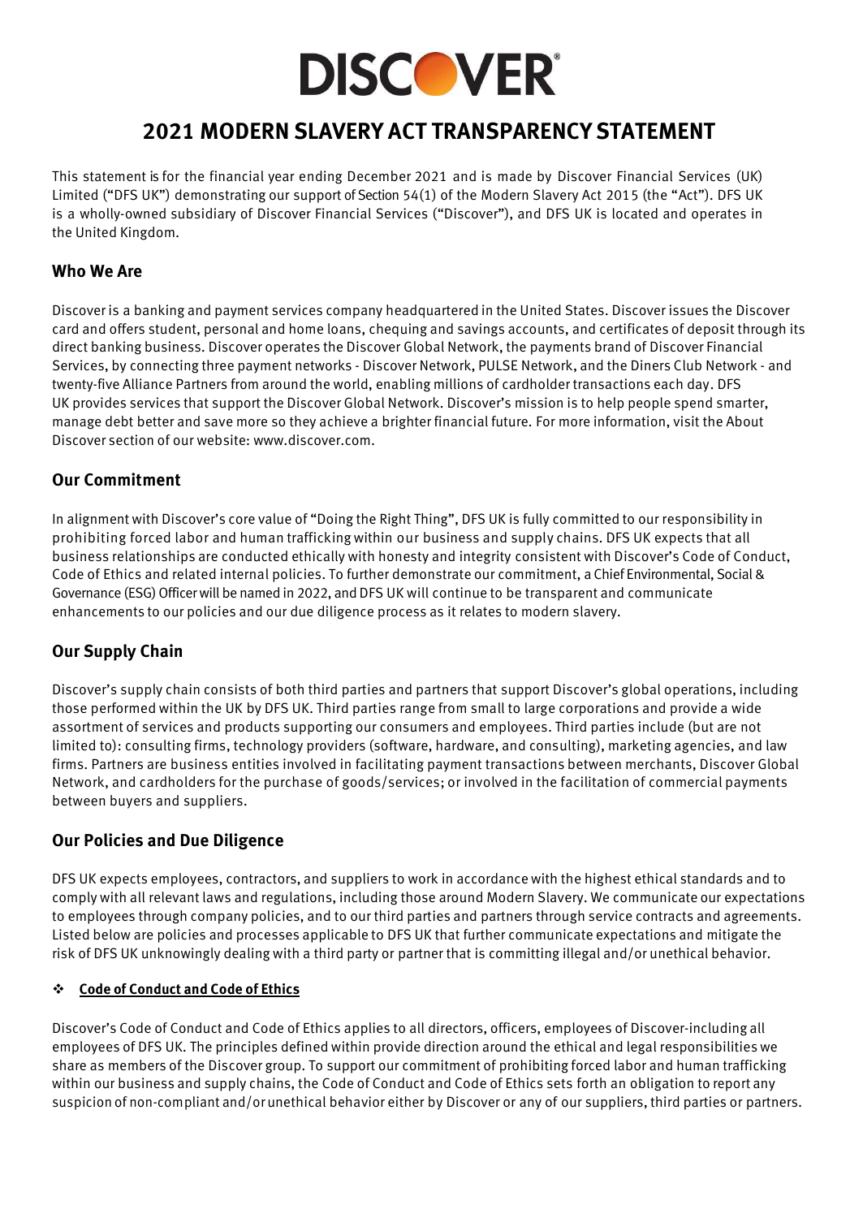# DISCOVER

## 2021 MODERN SLAVERY ACT TRANSPARENCY STATEMENT

This statement is for the financial year ending December 2021 and is made by Discover Financial Services (UK) Limited ("DFS UK") demonstrating our support of Section 54(1) of the Modern Slavery Act 2015 (the "Act"). DFS UK is a wholly-owned subsidiary of Discover Financial Services ("Discover"), and DFS UK is located and operates in the United Kingdom.

### Who We Are

Discover is a banking and payment services company headquartered in the United States. Discover issues the Discover card and offers student, personal and home loans, chequing and savings accounts, and certificates of deposit through its direct banking business. Discover operates the Discover Global Network, the payments brand of Discover Financial Services, by connecting three payment networks - Discover Network, PULSE Network, and the Diners Club Network - and twenty-five Alliance Partners from around the world, enabling millions of cardholder transactions each day. DFS UK provides services that support the Discover Global Network. Discover's mission is to help people spend smarter, manage debt better and save more so they achieve a brighter financial future. For more information, visit the About Discover section of our website: www.discover.com.

### Our Commitment

In alignment with Discover's core value of "Doing the Right Thing", DFS UK is fully committed to our responsibility in prohibiting forced labor and human trafficking within our business and supply chains. DFS UK expects that all business relationships are conducted ethically with honesty and integrity consistent with Discover's Code of Conduct, Code of Ethics and related internal policies. To further demonstrate our commitment, a Chief Environmental, Social & Governance (ESG) Officer will be named in 2022, and DFS UK will continue to be transparent and communicate enhancements to our policies and our due diligence process as it relates to modern slavery.

### Our Supply Chain

Discover's supply chain consists of both third parties and partners that support Discover's global operations, including those performed within the UK by DFS UK. Third parties range from small to large corporations and provide a wide assortment of services and products supporting our consumers and employees. Third parties include (but are not limited to): consulting firms, technology providers (software, hardware, and consulting), marketing agencies, and law firms. Partners are business entities involved in facilitating payment transactions between merchants, Discover Global Network, and cardholders for the purchase of goods/services; or involved in the facilitation of commercial payments between buyers and suppliers.

### Our Policies and Due Diligence

DFS UK expects employees, contractors, and suppliers to work in accordance with the highest ethical standards and to comply with all relevant laws and regulations, including those around Modern Slavery. We communicate our expectations to employees through company policies, and to our third parties and partners through service contracts and agreements. Listed below are policies and processes applicable to DFS UK that further communicate expectations and mitigate the risk of DFS UK unknowingly dealing with a third party or partner that is committing illegal and/or unethical behavior.

- **Code of Conduct and Code of Ethics**

Discover's Code of Conduct and Code of Ethics applies to all directors, officers, employees of Discover-including all employees of DFS UK. The principles defined within provide direction around the ethical and legal responsibilities we share as members of the Discover group. To support our commitment of prohibiting forced labor and human trafficking within our business and supply chains, the Code of Conduct and Code of Ethics sets forth an obligation to report any suspicion of non-compliant and/or unethical behavior either by Discover or any of our suppliers, third parties or partners.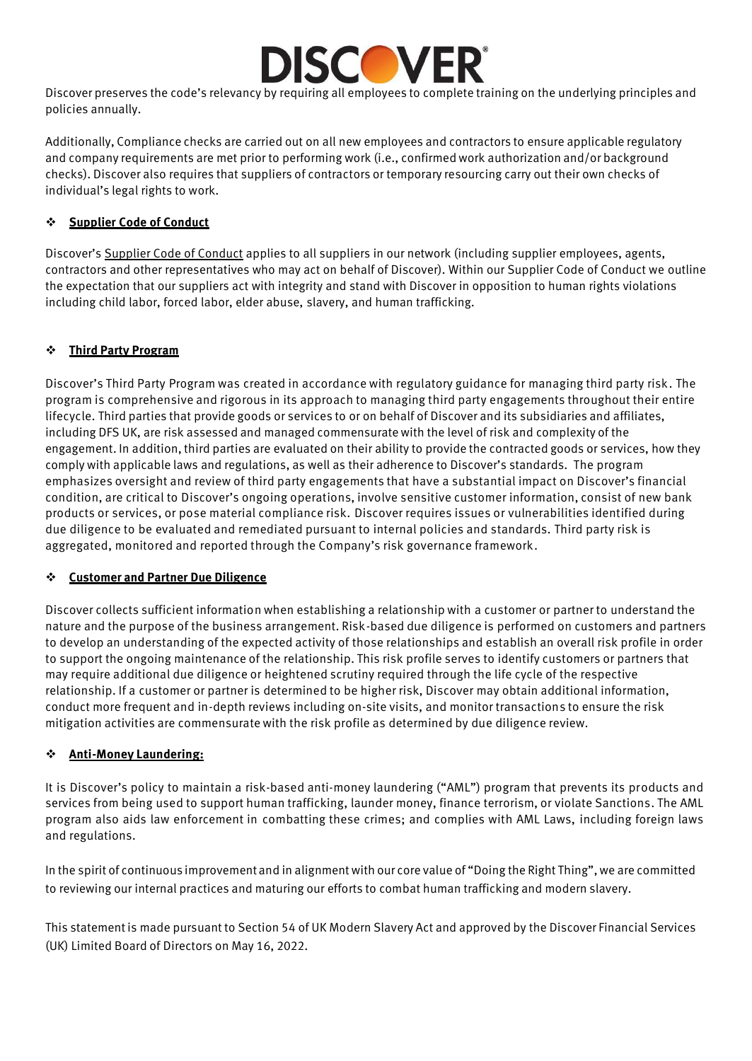Discover preserves the code's relevancy by requiring all employees to complete training on the underlying principles and policies annually.

Additionally, Compliance checks are carried out on all new employees and contractors to ensure applicable regulatory and company requirements are met prior to performing work (i.e., confirmed work authorization and/or background checks). Discover also requires that suppliers of contractors or temporary resourcing carry out their own checks of individual's legal rights to work.

- **Supplier Code of Conduct**

Discover's Supplier Code of Conduct applies to all suppliers in our network (including supplier employees, agents, contractors and other representatives who may act on behalf of Discover). Within our Supplier Code of Conduct we outline the expectation that our suppliers act with integrity and stand with Discover in opposition to human rights violations including child labor, forced labor, elder abuse, slavery, and human trafficking.

- **Third Party Program**

Discover's Third Party Program was created in accordance with regulatory guidance for managing third party risk. The program is comprehensive and rigorous in its approach to managing third party engagements throughout their entire lifecycle. Third parties that provide goods or services to or on behalf of Discover and its subsidiaries and affiliates, including DFS UK, are risk assessed and managed commensurate with the level of risk and complexity of the engagement. In addition, third parties are evaluated on their ability to provide the contracted goods or services, how they comply with applicable laws and regulations, as well as their adherence to Discover's standards. The program emphasizes oversight and review of third party engagements that have a substantial impact on Discover's financial condition, are critical to Discover's ongoing operations, involve sensitive customer information, consist of new bank products or services, or pose material compliance risk. Discover requires issues or vulnerabilities identified during due diligence to be evaluated and remediated pursuant to internal policies and standards. Third party risk is aggregated, monitored and reported through the Company's risk governance framework.

- **Customer and Partner Due Diligence**

Discover collects sufficient information when establishing a relationship with a customer or partner to understand the nature and the purpose of the business arrangement. Risk-based due diligence is performed on customers and partners to develop an understanding of the expected activity of those relationships and establish an overall risk profile in order to support the ongoing maintenance of the relationship. This risk profile serves to identify customers or partners that may require additional due diligence or heightened scrutiny required through the life cycle of the respective relationship. If a customer or partner is determined to be higher risk, Discover may obtain additional information, conduct more frequent and in-depth reviews including on-site visits, and monitor transactions to ensure the risk mitigation activities are commensurate with the risk profile as determined by due diligence review.

- **Anti-Money Laundering:**

It is Discover's policy to maintain a risk-based anti-money laundering ("AML") program that prevents its products and services from being used to support human trafficking, launder money, finance terrorism, or violate Sanctions. The AML program also aids law enforcement in combatting these crimes; and complies with AML Laws, including foreign laws and regulations.

In the spirit of continuous improvement and in alignment with our core value of "Doing the Right Thing", we are committed to reviewing our internal practices and maturing our efforts to combat human trafficking and modern slavery.

This statement is made pursuant to Section 54 of UK Modern Slavery Act and approved by the Discover Financial Services (UK) Limited Board of Directors on May 16, 2022.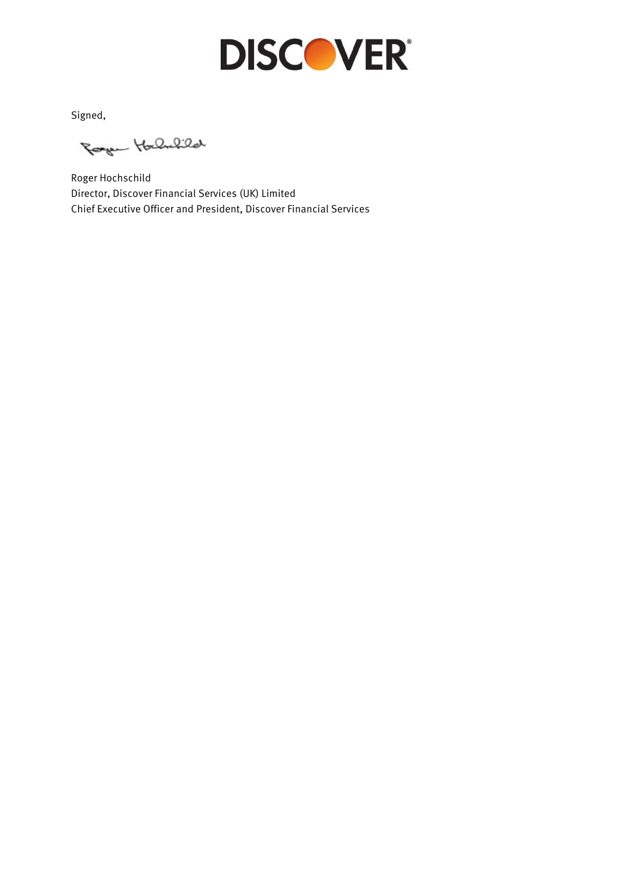Signed,

Roger Hochschild
Director, Discover Financial Services (UK) Limited
Chief Executive Officer and President, Discover Financial Services